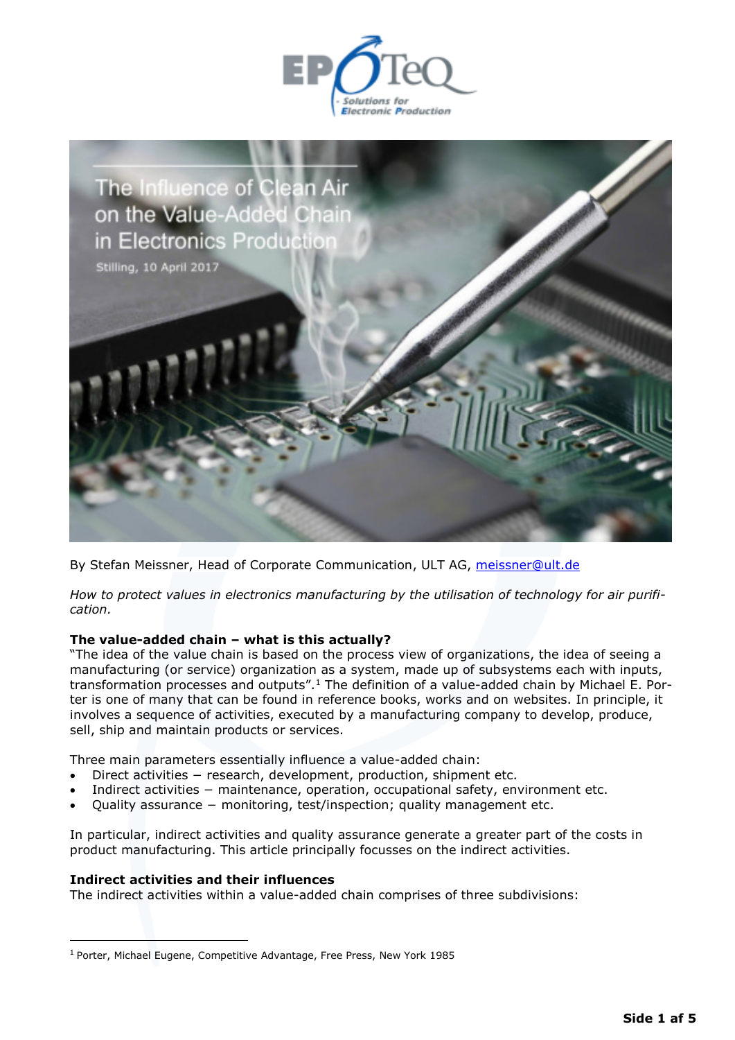# The Influence of Clean Air on the Value-Added Chain in Electronics Production

Stilling, 10 April 2017

By Stefan Meissner, Head of Corporate Communication, ULT AG, [meissner@ult.de](mailto:meissner@ult.de)

*How to protect values in electronics manufacturing by the utilisation of technology for air purification.*

**The value-added chain – what is this actually?**

"The idea of the value chain is based on the process view of organizations, the idea of seeing a manufacturing (or service) organization as a system, made up of subsystems each with inputs, transformation processes and outputs".[1] The definition of a value-added chain by Michael E. Porter is one of many that can be found in reference books, works and on websites. In principle, it involves a sequence of activities, executed by a manufacturing company to develop, produce, sell, ship and maintain products or services.

Three main parameters essentially influence a value-added chain:

- Direct activities − research, development, production, shipment etc.
- Indirect activities − maintenance, operation, occupational safety, environment etc.
- Quality assurance − monitoring, test/inspection; quality management etc.

In particular, indirect activities and quality assurance generate a greater part of the costs in product manufacturing. This article principally focusses on the indirect activities.

**Indirect activities and their influences**

The indirect activities within a value-added chain comprises of three subdivisions:

---

[1] Porter, Michael Eugene, Competitive Advantage, Free Press, New York 1985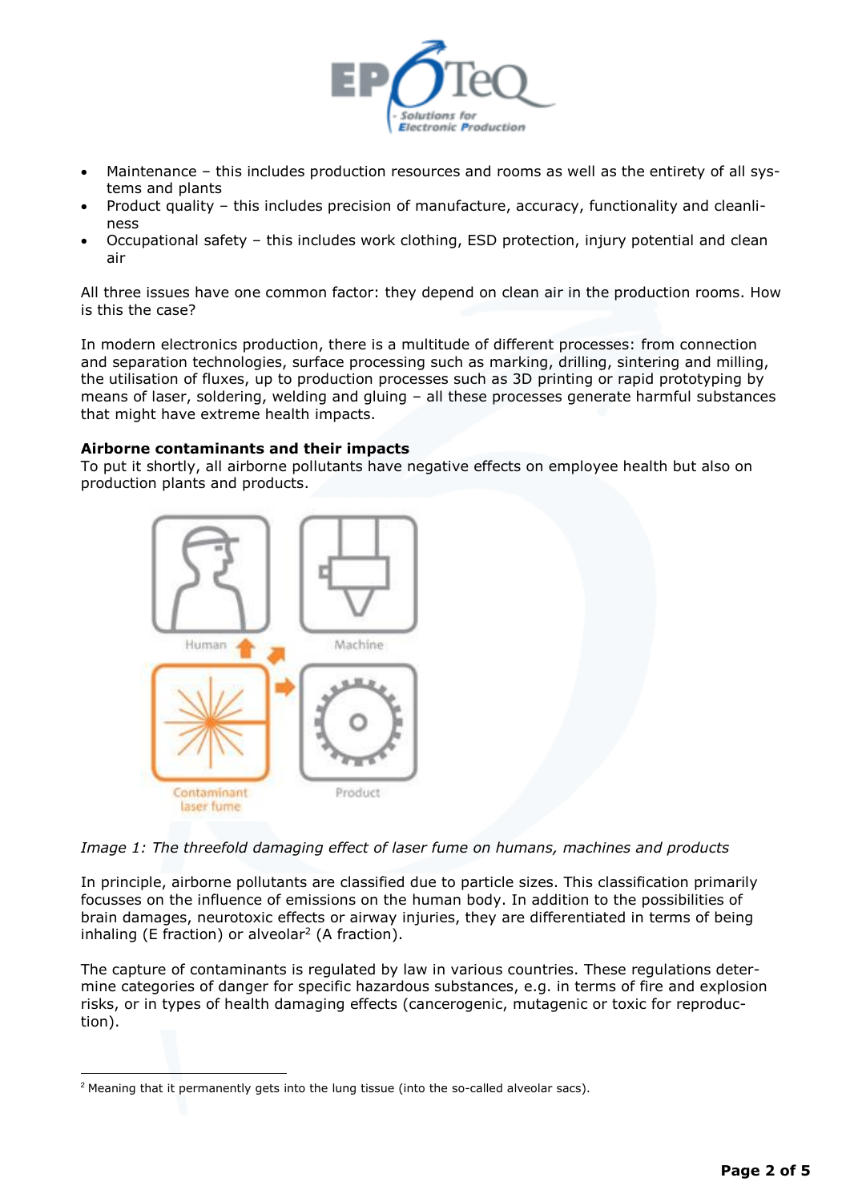- Maintenance – this includes production resources and rooms as well as the entirety of all systems and plants
- Product quality – this includes precision of manufacture, accuracy, functionality and cleanliness
- Occupational safety – this includes work clothing, ESD protection, injury potential and clean air

All three issues have one common factor: they depend on clean air in the production rooms. How is this the case?

In modern electronics production, there is a multitude of different processes: from connection and separation technologies, surface processing such as marking, drilling, sintering and milling, the utilisation of fluxes, up to production processes such as 3D printing or rapid prototyping by means of laser, soldering, welding and gluing – all these processes generate harmful substances that might have extreme health impacts.

**Airborne contaminants and their impacts**

To put it shortly, all airborne pollutants have negative effects on employee health but also on production plants and products.

*Image 1: The threefold damaging effect of laser fume on humans, machines and products*

In principle, airborne pollutants are classified due to particle sizes. This classification primarily focusses on the influence of emissions on the human body. In addition to the possibilities of brain damages, neurotoxic effects or airway injuries, they are differentiated in terms of being inhaling (E fraction) or alveolar[2] (A fraction).

The capture of contaminants is regulated by law in various countries. These regulations determine categories of danger for specific hazardous substances, e.g. in terms of fire and explosion risks, or in types of health damaging effects (cancerogenic, mutagenic or toxic for reproduction).

[2] Meaning that it permanently gets into the lung tissue (into the so-called alveolar sacs).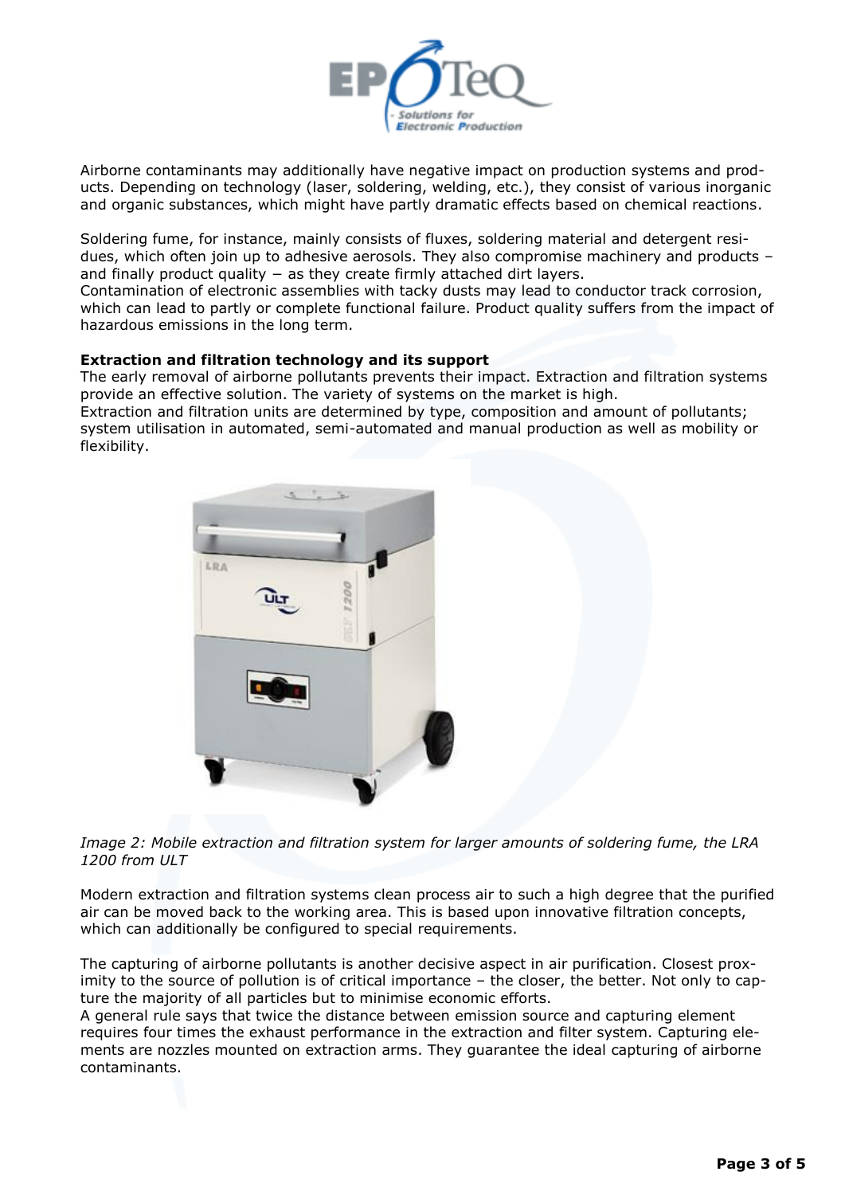Airborne contaminants may additionally have negative impact on production systems and products. Depending on technology (laser, soldering, welding, etc.), they consist of various inorganic and organic substances, which might have partly dramatic effects based on chemical reactions.

Soldering fume, for instance, mainly consists of fluxes, soldering material and detergent residues, which often join up to adhesive aerosols. They also compromise machinery and products – and finally product quality − as they create firmly attached dirt layers.
Contamination of electronic assemblies with tacky dusts may lead to conductor track corrosion, which can lead to partly or complete functional failure. Product quality suffers from the impact of hazardous emissions in the long term.

**Extraction and filtration technology and its support**
The early removal of airborne pollutants prevents their impact. Extraction and filtration systems provide an effective solution. The variety of systems on the market is high.
Extraction and filtration units are determined by type, composition and amount of pollutants; system utilisation in automated, semi-automated and manual production as well as mobility or flexibility.

*Image 2: Mobile extraction and filtration system for larger amounts of soldering fume, the LRA 1200 from ULT*

Modern extraction and filtration systems clean process air to such a high degree that the purified air can be moved back to the working area. This is based upon innovative filtration concepts, which can additionally be configured to special requirements.

The capturing of airborne pollutants is another decisive aspect in air purification. Closest proximity to the source of pollution is of critical importance – the closer, the better. Not only to capture the majority of all particles but to minimise economic efforts.
A general rule says that twice the distance between emission source and capturing element requires four times the exhaust performance in the extraction and filter system. Capturing elements are nozzles mounted on extraction arms. They guarantee the ideal capturing of airborne contaminants.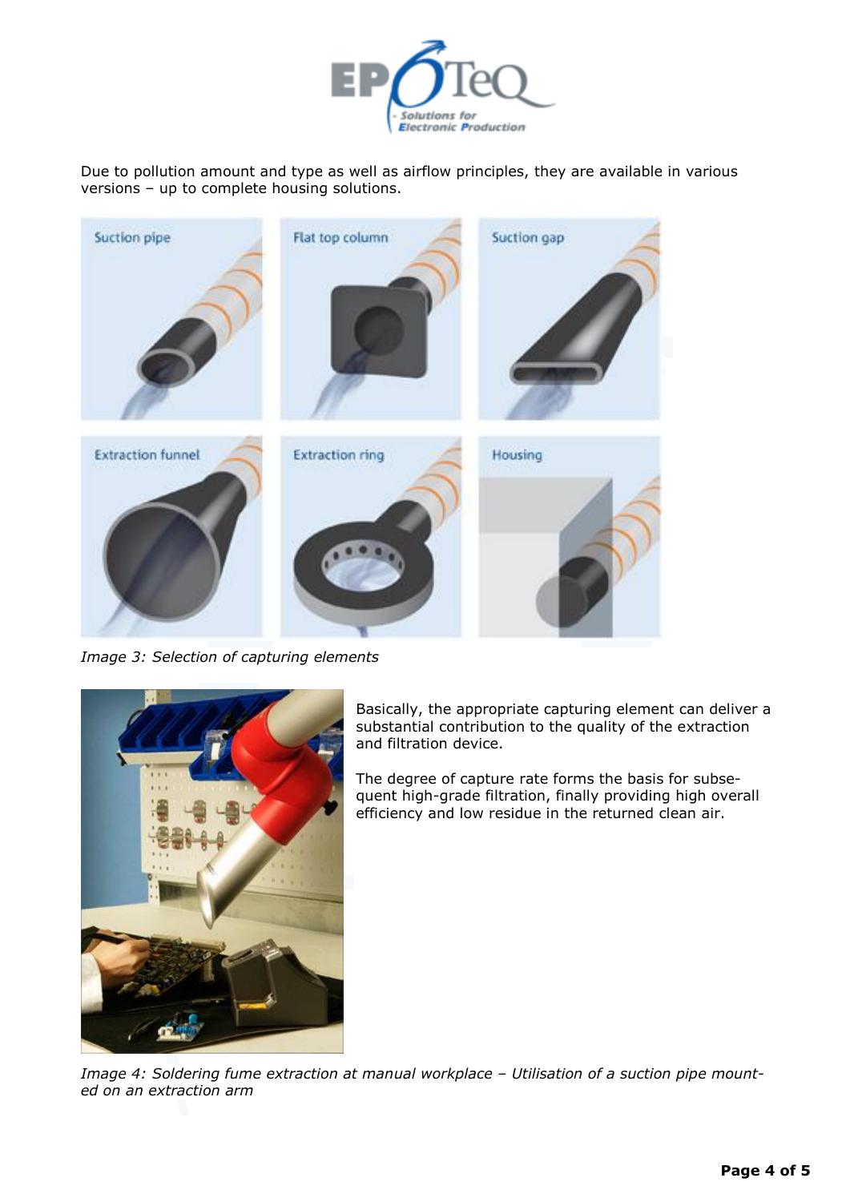Due to pollution amount and type as well as airflow principles, they are available in various versions – up to complete housing solutions.

*Image 3: Selection of capturing elements*

Basically, the appropriate capturing element can deliver a substantial contribution to the quality of the extraction and filtration device.

The degree of capture rate forms the basis for subsequent high-grade filtration, finally providing high overall efficiency and low residue in the returned clean air.

*Image 4: Soldering fume extraction at manual workplace – Utilisation of a suction pipe mounted on an extraction arm*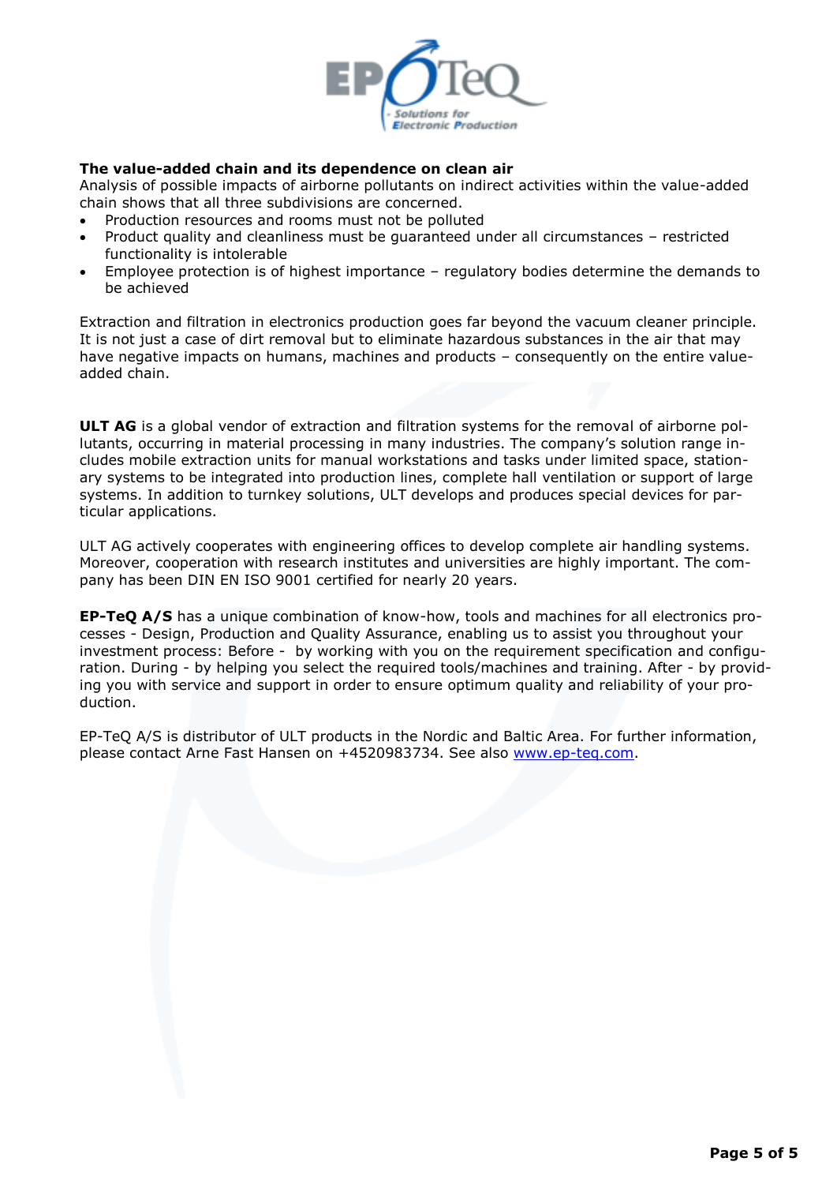**The value-added chain and its dependence on clean air**

Analysis of possible impacts of airborne pollutants on indirect activities within the value-added chain shows that all three subdivisions are concerned.

- Production resources and rooms must not be polluted
- Product quality and cleanliness must be guaranteed under all circumstances – restricted functionality is intolerable
- Employee protection is of highest importance – regulatory bodies determine the demands to be achieved

Extraction and filtration in electronics production goes far beyond the vacuum cleaner principle. It is not just a case of dirt removal but to eliminate hazardous substances in the air that may have negative impacts on humans, machines and products – consequently on the entire value-added chain.

**ULT AG** is a global vendor of extraction and filtration systems for the removal of airborne pollutants, occurring in material processing in many industries. The company's solution range includes mobile extraction units for manual workstations and tasks under limited space, stationary systems to be integrated into production lines, complete hall ventilation or support of large systems. In addition to turnkey solutions, ULT develops and produces special devices for particular applications.

ULT AG actively cooperates with engineering offices to develop complete air handling systems. Moreover, cooperation with research institutes and universities are highly important. The company has been DIN EN ISO 9001 certified for nearly 20 years.

**EP-TeQ A/S** has a unique combination of know-how, tools and machines for all electronics processes - Design, Production and Quality Assurance, enabling us to assist you throughout your investment process: Before - by working with you on the requirement specification and configuration. During - by helping you select the required tools/machines and training. After - by providing you with service and support in order to ensure optimum quality and reliability of your production.

EP-TeQ A/S is distributor of ULT products in the Nordic and Baltic Area. For further information, please contact Arne Fast Hansen on +4520983734. See also www.ep-teq.com.